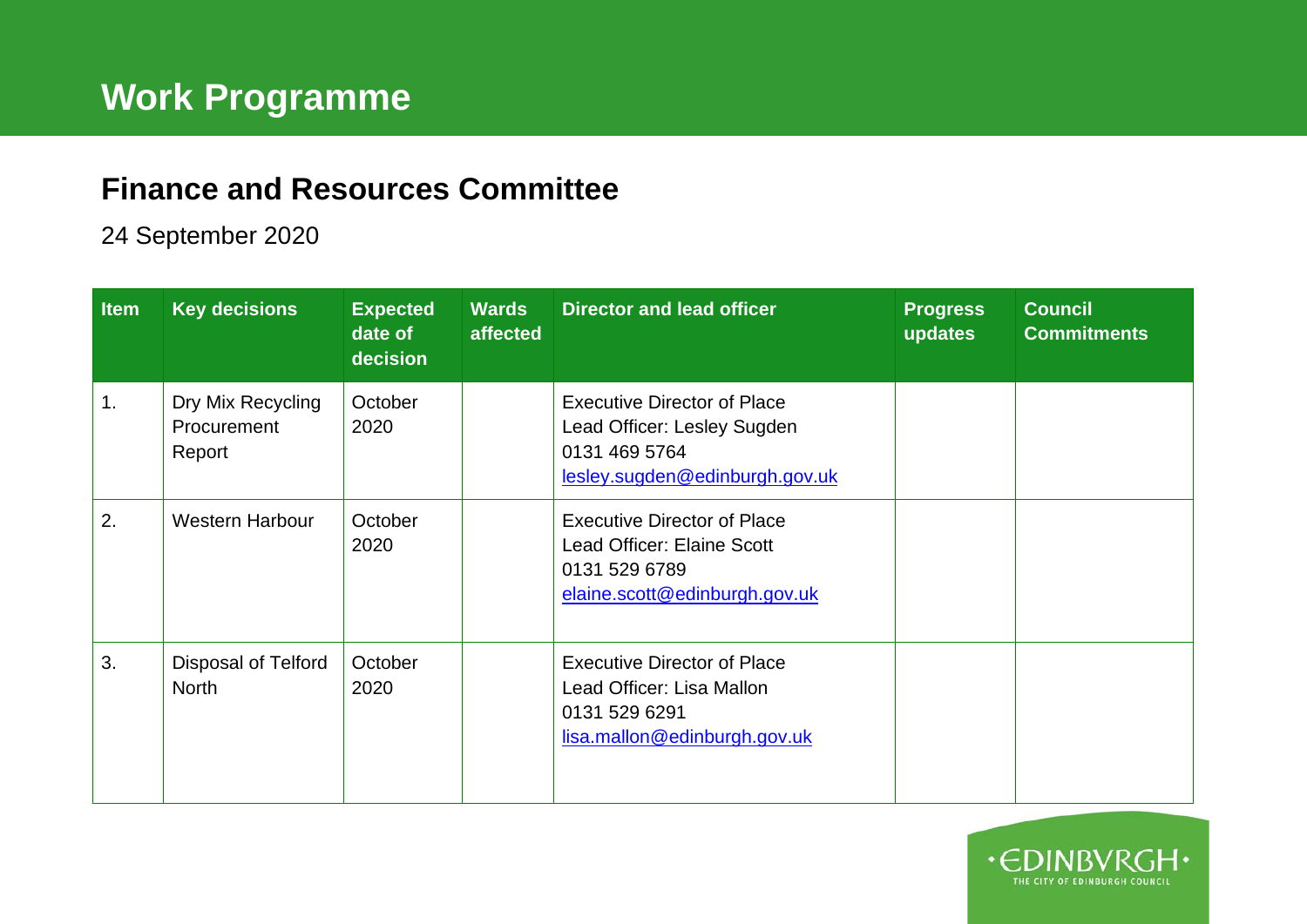# Work Programme

## Finance and Resources Committee

24 September 2020

| Item | Key decisions | Expected date of decision | Wards affected | Director and lead officer | Progress updates | Council Commitments |
|---|---|---|---|---|---|---|
| 1. | Dry Mix Recycling Procurement Report | October 2020 | | Executive Director of Place<br>Lead Officer: Lesley Sugden<br>0131 469 5764<br>lesley.sugden@edinburgh.gov.uk | | |
| 2. | Western Harbour | October 2020 | | Executive Director of Place<br>Lead Officer: Elaine Scott<br>0131 529 6789<br>elaine.scott@edinburgh.gov.uk | | |
| 3. | Disposal of Telford North | October 2020 | | Executive Director of Place<br>Lead Officer: Lisa Mallon<br>0131 529 6291<br>lisa.mallon@edinburgh.gov.uk | | |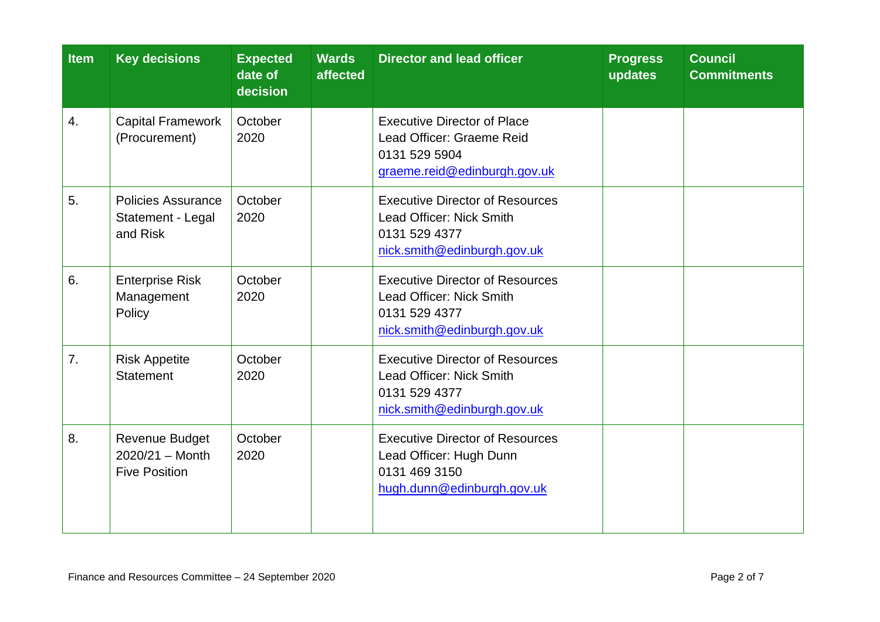| Item | Key decisions | Expected date of decision | Wards affected | Director and lead officer | Progress updates | Council Commitments |
|---|---|---|---|---|---|---|
| 4. | Capital Framework (Procurement) | October 2020 | | Executive Director of Place<br>Lead Officer: Graeme Reid<br>0131 529 5904<br>graeme.reid@edinburgh.gov.uk | | |
| 5. | Policies Assurance Statement - Legal and Risk | October 2020 | | Executive Director of Resources<br>Lead Officer: Nick Smith<br>0131 529 4377<br>nick.smith@edinburgh.gov.uk | | |
| 6. | Enterprise Risk Management Policy | October 2020 | | Executive Director of Resources<br>Lead Officer: Nick Smith<br>0131 529 4377<br>nick.smith@edinburgh.gov.uk | | |
| 7. | Risk Appetite Statement | October 2020 | | Executive Director of Resources<br>Lead Officer: Nick Smith<br>0131 529 4377<br>nick.smith@edinburgh.gov.uk | | |
| 8. | Revenue Budget 2020/21 – Month Five Position | October 2020 | | Executive Director of Resources<br>Lead Officer: Hugh Dunn<br>0131 469 3150<br>hugh.dunn@edinburgh.gov.uk | | |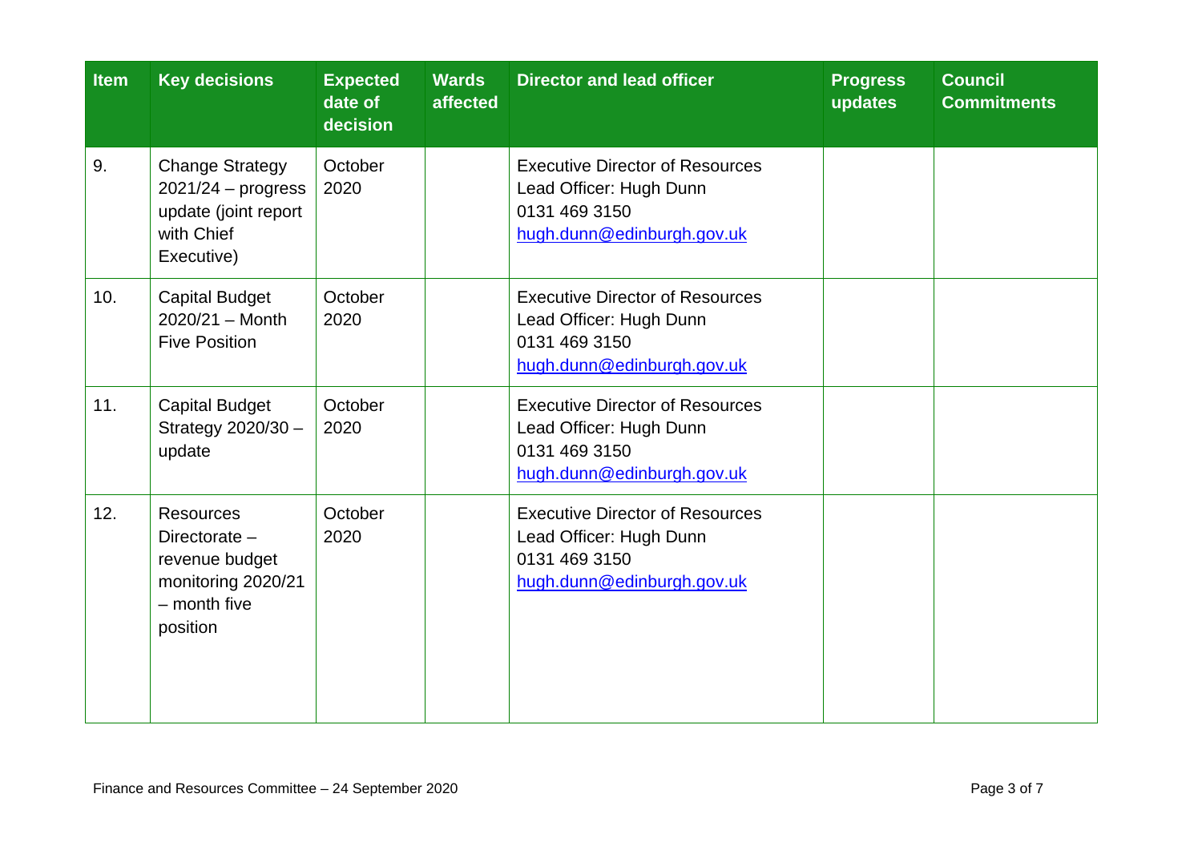| Item | Key decisions | Expected date of decision | Wards affected | Director and lead officer | Progress updates | Council Commitments |
|---|---|---|---|---|---|---|
| 9. | Change Strategy 2021/24 – progress update (joint report with Chief Executive) | October 2020 | | Executive Director of Resources<br>Lead Officer: Hugh Dunn<br>0131 469 3150<br>hugh.dunn@edinburgh.gov.uk | | |
| 10. | Capital Budget 2020/21 – Month Five Position | October 2020 | | Executive Director of Resources<br>Lead Officer: Hugh Dunn<br>0131 469 3150<br>hugh.dunn@edinburgh.gov.uk | | |
| 11. | Capital Budget Strategy 2020/30 – update | October 2020 | | Executive Director of Resources<br>Lead Officer: Hugh Dunn<br>0131 469 3150<br>hugh.dunn@edinburgh.gov.uk | | |
| 12. | Resources Directorate – revenue budget monitoring 2020/21 – month five position | October 2020 | | Executive Director of Resources<br>Lead Officer: Hugh Dunn<br>0131 469 3150<br>hugh.dunn@edinburgh.gov.uk | | |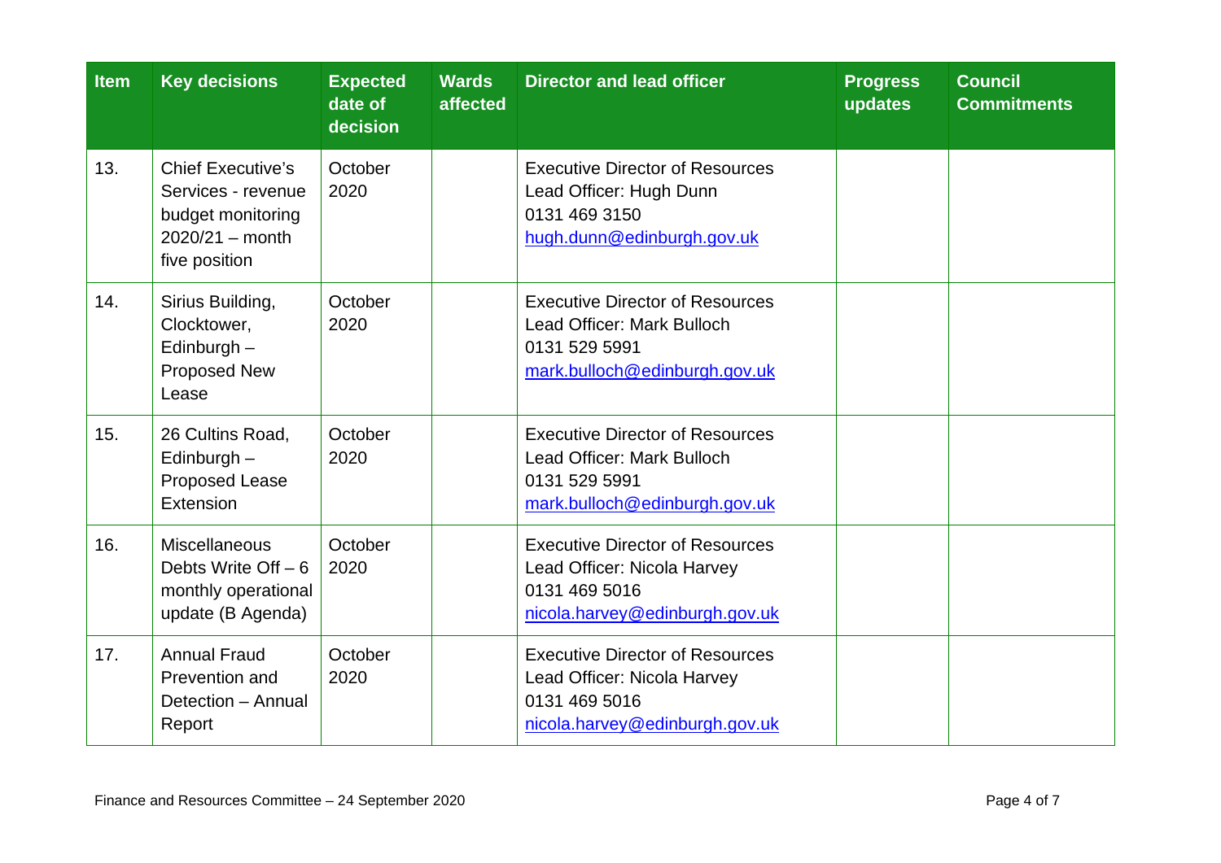| Item | Key decisions | Expected date of decision | Wards affected | Director and lead officer | Progress updates | Council Commitments |
|---|---|---|---|---|---|---|
| 13. | Chief Executive's Services - revenue budget monitoring 2020/21 – month five position | October 2020 | | Executive Director of Resources<br>Lead Officer: Hugh Dunn<br>0131 469 3150<br>hugh.dunn@edinburgh.gov.uk | | |
| 14. | Sirius Building, Clocktower, Edinburgh – Proposed New Lease | October 2020 | | Executive Director of Resources<br>Lead Officer: Mark Bulloch<br>0131 529 5991<br>mark.bulloch@edinburgh.gov.uk | | |
| 15. | 26 Cultins Road, Edinburgh – Proposed Lease Extension | October 2020 | | Executive Director of Resources<br>Lead Officer: Mark Bulloch<br>0131 529 5991<br>mark.bulloch@edinburgh.gov.uk | | |
| 16. | Miscellaneous Debts Write Off – 6 monthly operational update (B Agenda) | October 2020 | | Executive Director of Resources<br>Lead Officer: Nicola Harvey<br>0131 469 5016<br>nicola.harvey@edinburgh.gov.uk | | |
| 17. | Annual Fraud Prevention and Detection – Annual Report | October 2020 | | Executive Director of Resources<br>Lead Officer: Nicola Harvey<br>0131 469 5016<br>nicola.harvey@edinburgh.gov.uk | | |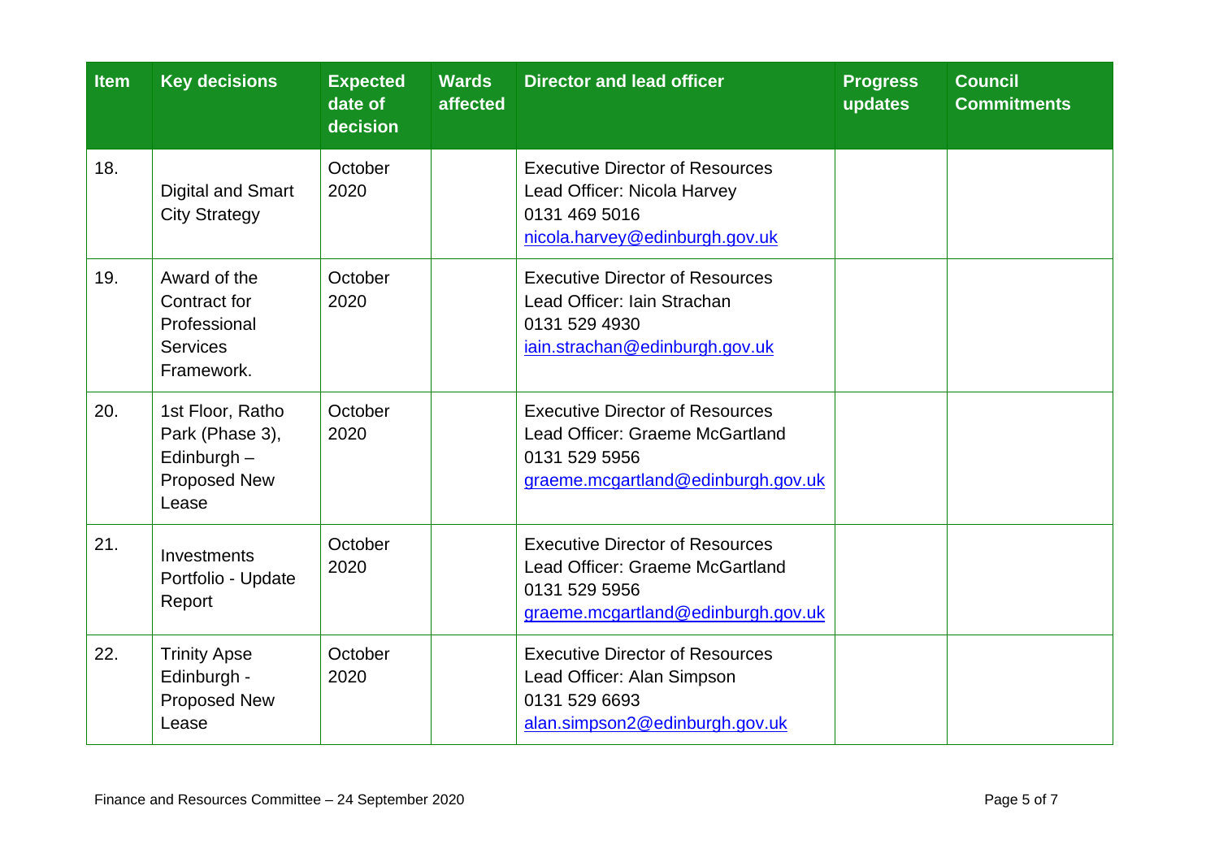| Item | Key decisions | Expected date of decision | Wards affected | Director and lead officer | Progress updates | Council Commitments |
|---|---|---|---|---|---|---|
| 18. | Digital and Smart City Strategy | October 2020 | | Executive Director of Resources<br>Lead Officer: Nicola Harvey<br>0131 469 5016<br>nicola.harvey@edinburgh.gov.uk | | |
| 19. | Award of the Contract for Professional Services Framework. | October 2020 | | Executive Director of Resources<br>Lead Officer: Iain Strachan<br>0131 529 4930<br>iain.strachan@edinburgh.gov.uk | | |
| 20. | 1st Floor, Ratho Park (Phase 3), Edinburgh – Proposed New Lease | October 2020 | | Executive Director of Resources<br>Lead Officer: Graeme McGartland<br>0131 529 5956<br>graeme.mcgartland@edinburgh.gov.uk | | |
| 21. | Investments Portfolio - Update Report | October 2020 | | Executive Director of Resources<br>Lead Officer: Graeme McGartland<br>0131 529 5956<br>graeme.mcgartland@edinburgh.gov.uk | | |
| 22. | Trinity Apse Edinburgh - Proposed New Lease | October 2020 | | Executive Director of Resources<br>Lead Officer: Alan Simpson<br>0131 529 6693<br>alan.simpson2@edinburgh.gov.uk | | |

Finance and Resources Committee – 24 September 2020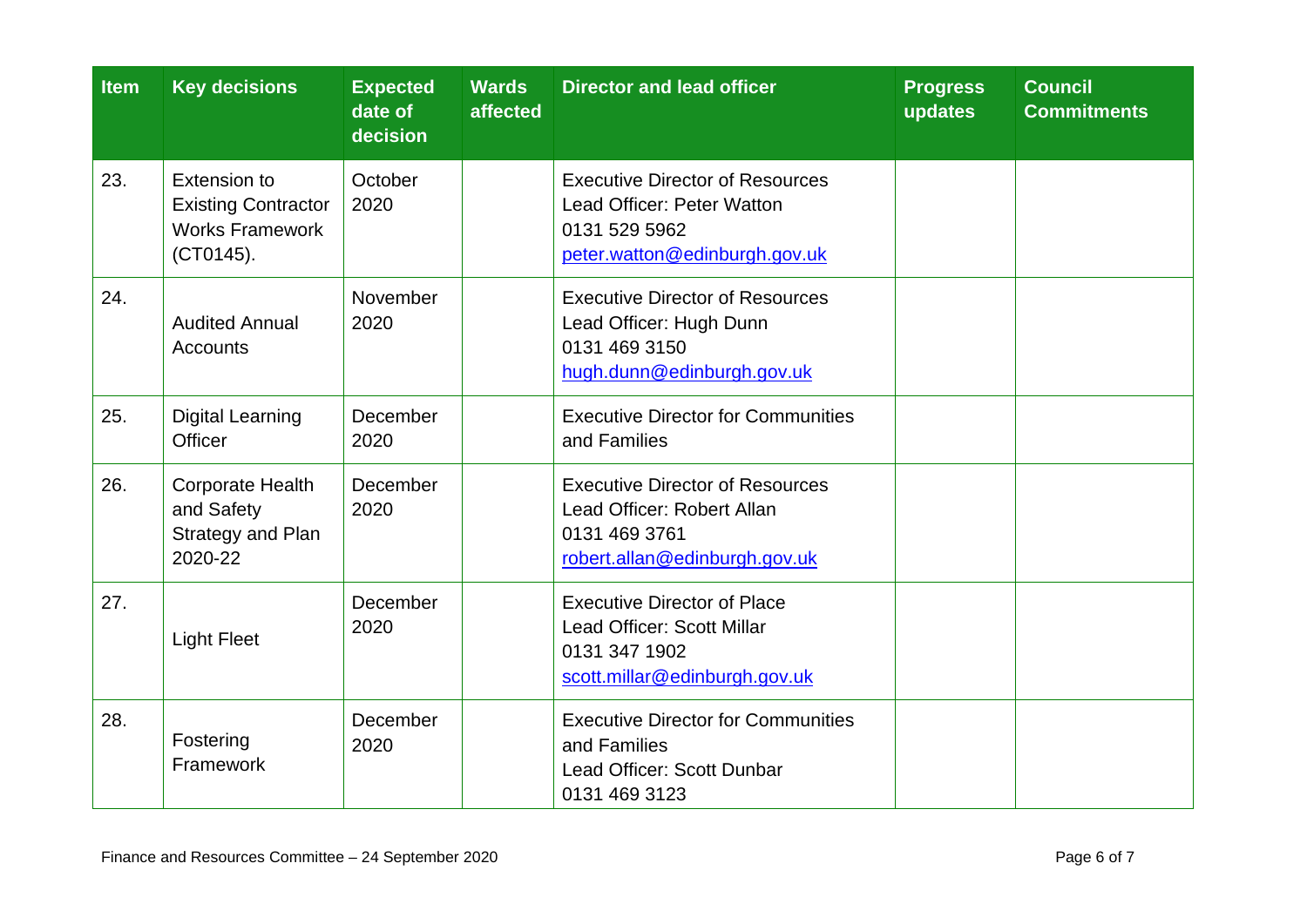| Item | Key decisions | Expected date of decision | Wards affected | Director and lead officer | Progress updates | Council Commitments |
|---|---|---|---|---|---|---|
| 23. | Extension to Existing Contractor Works Framework (CT0145). | October 2020 | | Executive Director of Resources<br>Lead Officer: Peter Watton<br>0131 529 5962<br>peter.watton@edinburgh.gov.uk | | |
| 24. | Audited Annual Accounts | November 2020 | | Executive Director of Resources<br>Lead Officer: Hugh Dunn<br>0131 469 3150<br>hugh.dunn@edinburgh.gov.uk | | |
| 25. | Digital Learning Officer | December 2020 | | Executive Director for Communities and Families | | |
| 26. | Corporate Health and Safety Strategy and Plan 2020-22 | December 2020 | | Executive Director of Resources<br>Lead Officer: Robert Allan<br>0131 469 3761<br>robert.allan@edinburgh.gov.uk | | |
| 27. | Light Fleet | December 2020 | | Executive Director of Place<br>Lead Officer: Scott Millar<br>0131 347 1902<br>scott.millar@edinburgh.gov.uk | | |
| 28. | Fostering Framework | December 2020 | | Executive Director for Communities and Families<br>Lead Officer: Scott Dunbar<br>0131 469 3123 | | |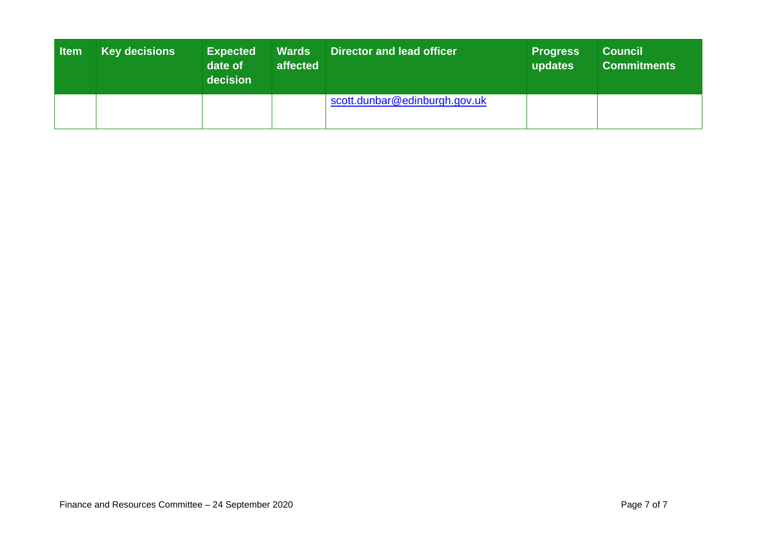| Item | Key decisions | Expected date of decision | Wards affected | Director and lead officer | Progress updates | Council Commitments |
|---|---|---|---|---|---|---|
| | | | | scott.dunbar@edinburgh.gov.uk | | |